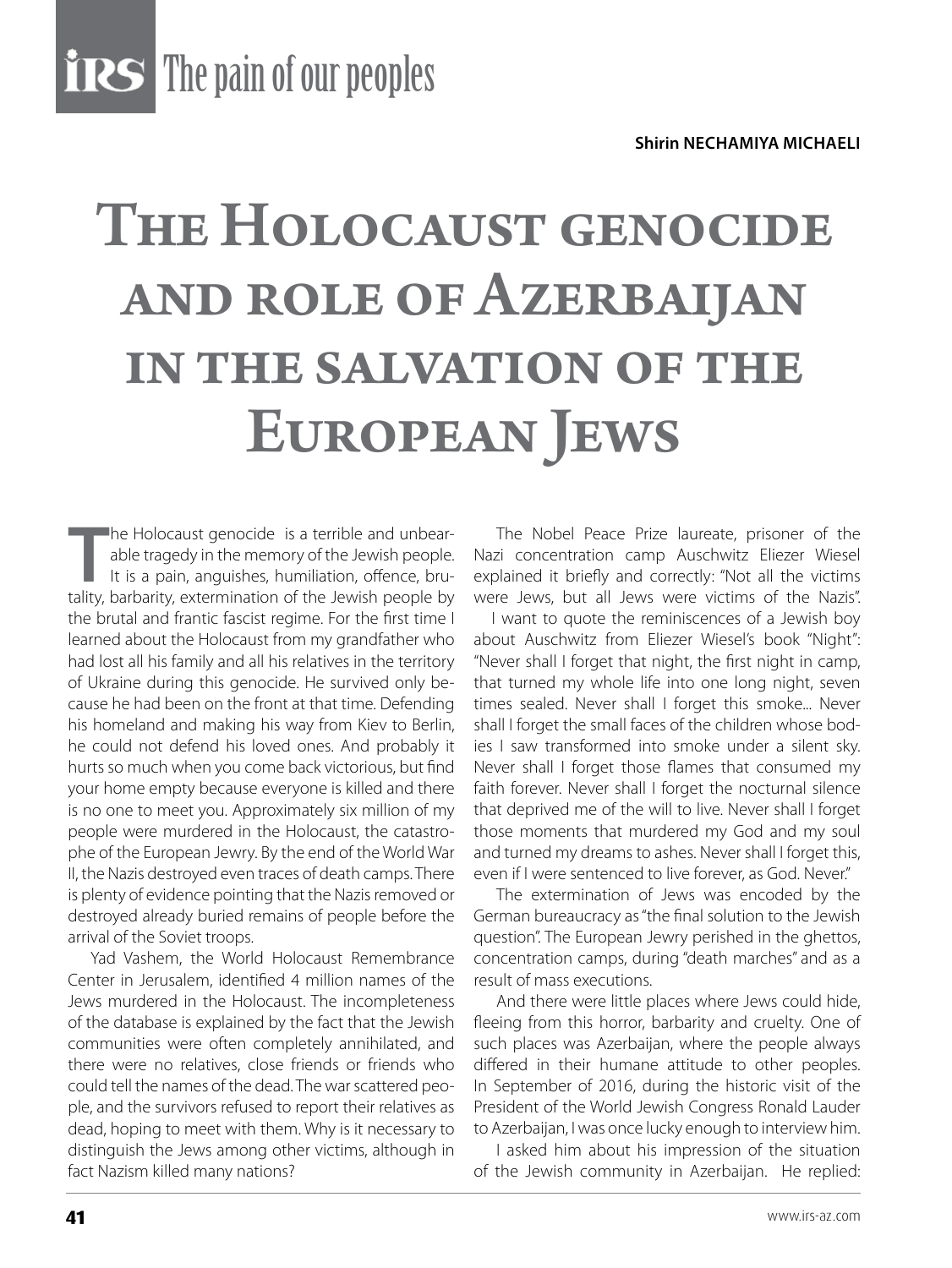Shirin NECHAMIYA MICHAELI

# The Holocaust genocide and role of Azerbaijan in the salvation of the European Jews

The Holocaust genocide is a terrible and unbearable tragedy in the memory of the Jewish people. It is a pain, anguishes, humiliation, offence, brutality, barbarity, extermination of the Jewish people by the brutal and frantic fascist regime. For the first time I learned about the Holocaust from my grandfather who had lost all his family and all his relatives in the territory of Ukraine during this genocide. He survived only because he had been on the front at that time. Defending his homeland and making his way from Kiev to Berlin, he could not defend his loved ones. And probably it hurts so much when you come back victorious, but find your home empty because everyone is killed and there is no one to meet you. Approximately six million of my people were murdered in the Holocaust, the catastrophe of the European Jewry. By the end of the World War II, the Nazis destroyed even traces of death camps. There is plenty of evidence pointing that the Nazis removed or destroyed already buried remains of people before the arrival of the Soviet troops.

Yad Vashem, the World Holocaust Remembrance Center in Jerusalem, identified 4 million names of the Jews murdered in the Holocaust. The incompleteness of the database is explained by the fact that the Jewish communities were often completely annihilated, and there were no relatives, close friends or friends who could tell the names of the dead. The war scattered people, and the survivors refused to report their relatives as dead, hoping to meet with them. Why is it necessary to distinguish the Jews among other victims, although in fact Nazism killed many nations?

The Nobel Peace Prize laureate, prisoner of the Nazi concentration camp Auschwitz Eliezer Wiesel explained it briefly and correctly: "Not all the victims were Jews, but all Jews were victims of the Nazis".

I want to quote the reminiscences of a Jewish boy about Auschwitz from Eliezer Wiesel's book "Night": "Never shall I forget that night, the first night in camp, that turned my whole life into one long night, seven times sealed. Never shall I forget this smoke... Never shall I forget the small faces of the children whose bodies I saw transformed into smoke under a silent sky. Never shall I forget those flames that consumed my faith forever. Never shall I forget the nocturnal silence that deprived me of the will to live. Never shall I forget those moments that murdered my God and my soul and turned my dreams to ashes. Never shall I forget this, even if I were sentenced to live forever, as God. Never."

The extermination of Jews was encoded by the German bureaucracy as "the final solution to the Jewish question". The European Jewry perished in the ghettos, concentration camps, during "death marches" and as a result of mass executions.

And there were little places where Jews could hide, fleeing from this horror, barbarity and cruelty. One of such places was Azerbaijan, where the people always differed in their humane attitude to other peoples. In September of 2016, during the historic visit of the President of the World Jewish Congress Ronald Lauder to Azerbaijan, I was once lucky enough to interview him.

I asked him about his impression of the situation of the Jewish community in Azerbaijan. He replied: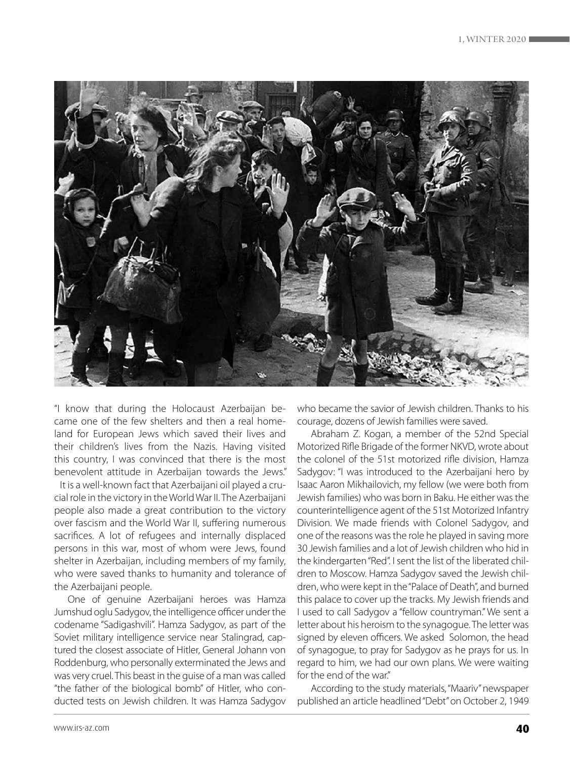"I know that during the Holocaust Azerbaijan became one of the few shelters and then a real homeland for European Jews which saved their lives and their children's lives from the Nazis. Having visited this country, I was convinced that there is the most benevolent attitude in Azerbaijan towards the Jews."

It is a well-known fact that Azerbaijani oil played a crucial role in the victory in the World War II. The Azerbaijani people also made a great contribution to the victory over fascism and the World War II, suffering numerous sacrifices. A lot of refugees and internally displaced persons in this war, most of whom were Jews, found shelter in Azerbaijan, including members of my family, who were saved thanks to humanity and tolerance of the Azerbaijani people.

One of genuine Azerbaijani heroes was Hamza Jumshud oglu Sadygov, the intelligence officer under the codename "Sadigashvili". Hamza Sadygov, as part of the Soviet military intelligence service near Stalingrad, captured the closest associate of Hitler, General Johann von Roddenburg, who personally exterminated the Jews and was very cruel. This beast in the guise of a man was called "the father of the biological bomb" of Hitler, who conducted tests on Jewish children. It was Hamza Sadygov who became the savior of Jewish children. Thanks to his courage, dozens of Jewish families were saved.

Abraham Z. Kogan, a member of the 52nd Special Motorized Rifle Brigade of the former NKVD, wrote about the colonel of the 51st motorized rifle division, Hamza Sadygov: "I was introduced to the Azerbaijani hero by Isaac Aaron Mikhailovich, my fellow (we were both from Jewish families) who was born in Baku. He either was the counterintelligence agent of the 51st Motorized Infantry Division. We made friends with Colonel Sadygov, and one of the reasons was the role he played in saving more 30 Jewish families and a lot of Jewish children who hid in the kindergarten "Red". I sent the list of the liberated children to Moscow. Hamza Sadygov saved the Jewish children, who were kept in the "Palace of Death", and burned this palace to cover up the tracks. My Jewish friends and I used to call Sadygov a "fellow countryman." We sent a letter about his heroism to the synagogue. The letter was signed by eleven officers. We asked Solomon, the head of synagogue, to pray for Sadygov as he prays for us. In regard to him, we had our own plans. We were waiting for the end of the war."

According to the study materials, "Maariv" newspaper published an article headlined "Debt" on October 2, 1949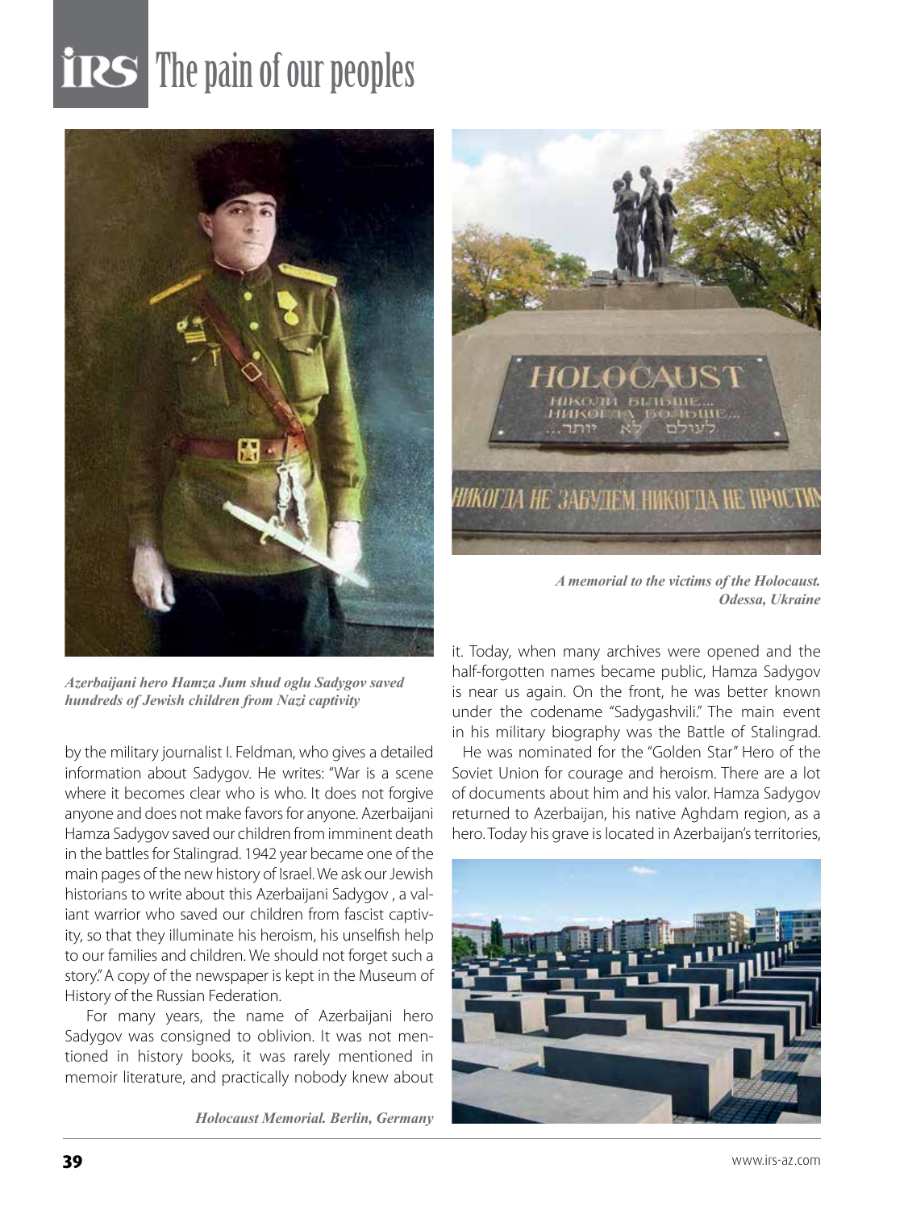# The pain of our peoples

*Azerbaijani hero Hamza Jum shud oglu Sadygov saved hundreds of Jewish children from Nazi captivity*

*A memorial to the victims of the Holocaust. Odessa, Ukraine*

by the military journalist I. Feldman, who gives a detailed information about Sadygov. He writes: "War is a scene where it becomes clear who is who. It does not forgive anyone and does not make favors for anyone. Azerbaijani Hamza Sadygov saved our children from imminent death in the battles for Stalingrad. 1942 year became one of the main pages of the new history of Israel. We ask our Jewish historians to write about this Azerbaijani Sadygov , a valiant warrior who saved our children from fascist captivity, so that they illuminate his heroism, his unselfish help to our families and children. We should not forget such a story." A copy of the newspaper is kept in the Museum of History of the Russian Federation.

For many years, the name of Azerbaijani hero Sadygov was consigned to oblivion. It was not mentioned in history books, it was rarely mentioned in memoir literature, and practically nobody knew about it. Today, when many archives were opened and the half-forgotten names became public, Hamza Sadygov is near us again. On the front, he was better known under the codename "Sadygashvili." The main event in his military biography was the Battle of Stalingrad.

He was nominated for the "Golden Star" Hero of the Soviet Union for courage and heroism. There are a lot of documents about him and his valor. Hamza Sadygov returned to Azerbaijan, his native Aghdam region, as a hero. Today his grave is located in Azerbaijan's territories,

*Holocaust Memorial. Berlin, Germany*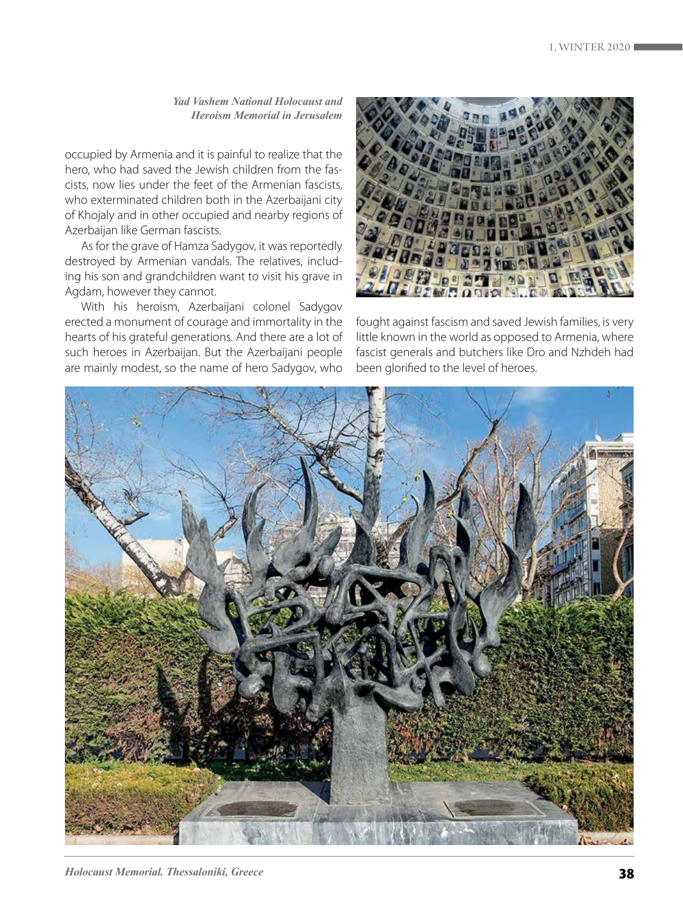*Yad Vashem National Holocaust and Heroism Memorial in Jerusalem*

occupied by Armenia and it is painful to realize that the hero, who had saved the Jewish children from the fascists, now lies under the feet of the Armenian fascists, who exterminated children both in the Azerbaijani city of Khojaly and in other occupied and nearby regions of Azerbaijan like German fascists.

As for the grave of Hamza Sadygov, it was reportedly destroyed by Armenian vandals. The relatives, including his son and grandchildren want to visit his grave in Agdam, however they cannot.

With his heroism, Azerbaijani colonel Sadygov erected a monument of courage and immortality in the hearts of his grateful generations. And there are a lot of such heroes in Azerbaijan. But the Azerbaijani people are mainly modest, so the name of hero Sadygov, who fought against fascism and saved Jewish families, is very little known in the world as opposed to Armenia, where fascist generals and butchers like Dro and Nzhdeh had been glorified to the level of heroes.

*Holocaust Memorial. Thessaloniki, Greece*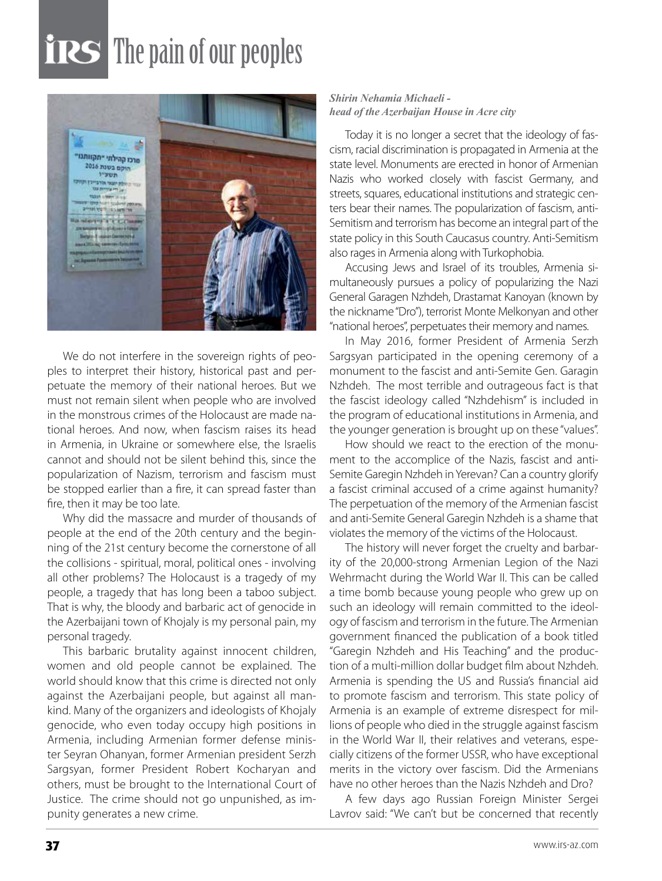# The pain of our peoples

*Shirin Nehamia Michaeli - head of the Azerbaijan House in Acre city*

We do not interfere in the sovereign rights of peoples to interpret their history, historical past and perpetuate the memory of their national heroes. But we must not remain silent when people who are involved in the monstrous crimes of the Holocaust are made national heroes. And now, when fascism raises its head in Armenia, in Ukraine or somewhere else, the Israelis cannot and should not be silent behind this, since the popularization of Nazism, terrorism and fascism must be stopped earlier than a fire, it can spread faster than fire, then it may be too late.

Why did the massacre and murder of thousands of people at the end of the 20th century and the beginning of the 21st century become the cornerstone of all the collisions - spiritual, moral, political ones - involving all other problems? The Holocaust is a tragedy of my people, a tragedy that has long been a taboo subject. That is why, the bloody and barbaric act of genocide in the Azerbaijani town of Khojaly is my personal pain, my personal tragedy.

This barbaric brutality against innocent children, women and old people cannot be explained. The world should know that this crime is directed not only against the Azerbaijani people, but against all mankind. Many of the organizers and ideologists of Khojaly genocide, who even today occupy high positions in Armenia, including Armenian former defense minister Seyran Ohanyan, former Armenian president Serzh Sargsyan, former President Robert Kocharyan and others, must be brought to the International Court of Justice. The crime should not go unpunished, as impunity generates a new crime.

Today it is no longer a secret that the ideology of fascism, racial discrimination is propagated in Armenia at the state level. Monuments are erected in honor of Armenian Nazis who worked closely with fascist Germany, and streets, squares, educational institutions and strategic centers bear their names. The popularization of fascism, anti-Semitism and terrorism has become an integral part of the state policy in this South Caucasus country. Anti-Semitism also rages in Armenia along with Turkophobia.

Accusing Jews and Israel of its troubles, Armenia simultaneously pursues a policy of popularizing the Nazi General Garagen Nzhdeh, Drastamat Kanoyan (known by the nickname "Dro"), terrorist Monte Melkonyan and other "national heroes", perpetuates their memory and names.

In May 2016, former President of Armenia Serzh Sargsyan participated in the opening ceremony of a monument to the fascist and anti-Semite Gen. Garagin Nzhdeh. The most terrible and outrageous fact is that the fascist ideology called "Nzhdehism" is included in the program of educational institutions in Armenia, and the younger generation is brought up on these "values".

How should we react to the erection of the monument to the accomplice of the Nazis, fascist and anti-Semite Garegin Nzhdeh in Yerevan? Can a country glorify a fascist criminal accused of a crime against humanity? The perpetuation of the memory of the Armenian fascist and anti-Semite General Garegin Nzhdeh is a shame that violates the memory of the victims of the Holocaust.

The history will never forget the cruelty and barbarity of the 20,000-strong Armenian Legion of the Nazi Wehrmacht during the World War II. This can be called a time bomb because young people who grew up on such an ideology will remain committed to the ideology of fascism and terrorism in the future. The Armenian government financed the publication of a book titled "Garegin Nzhdeh and His Teaching" and the production of a multi-million dollar budget film about Nzhdeh. Armenia is spending the US and Russia's financial aid to promote fascism and terrorism. This state policy of Armenia is an example of extreme disrespect for millions of people who died in the struggle against fascism in the World War II, their relatives and veterans, especially citizens of the former USSR, who have exceptional merits in the victory over fascism. Did the Armenians have no other heroes than the Nazis Nzhdeh and Dro?

A few days ago Russian Foreign Minister Sergei Lavrov said: "We can't but be concerned that recently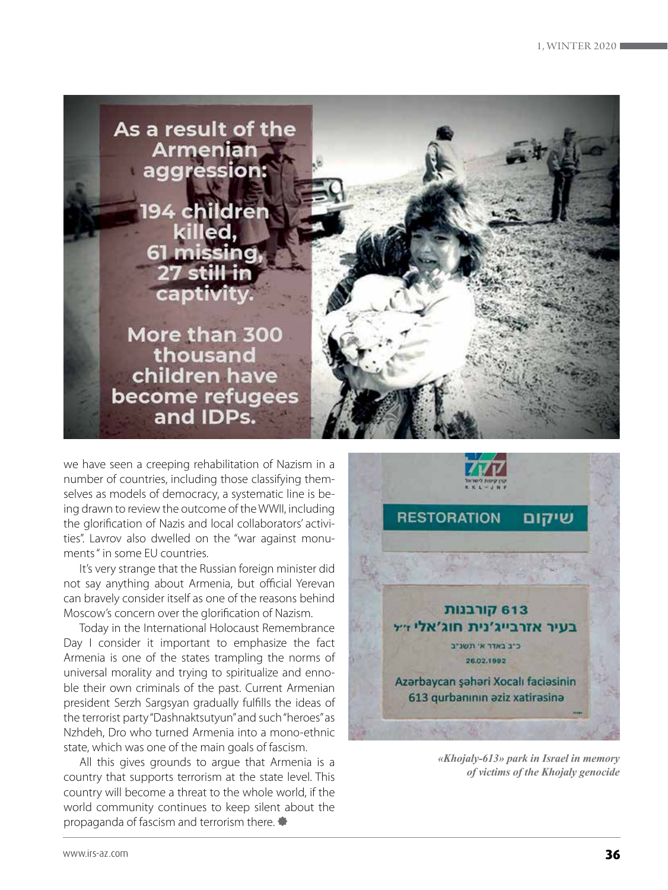As a result of the Armenian aggression:

194 children killed, 61 missing, 27 still in captivity.

More than 300 thousand children have become refugees and IDPs.

we have seen a creeping rehabilitation of Nazism in a number of countries, including those classifying themselves as models of democracy, a systematic line is being drawn to review the outcome of the WWII, including the glorification of Nazis and local collaborators' activities". Lavrov also dwelled on the "war against monuments " in some EU countries.

It's very strange that the Russian foreign minister did not say anything about Armenia, but official Yerevan can bravely consider itself as one of the reasons behind Moscow's concern over the glorification of Nazism.

Today in the International Holocaust Remembrance Day I consider it important to emphasize the fact Armenia is one of the states trampling the norms of universal morality and trying to spiritualize and ennoble their own criminals of the past. Current Armenian president Serzh Sargsyan gradually fulfills the ideas of the terrorist party "Dashnaktsutyun" and such "heroes" as Nzhdeh, Dro who turned Armenia into a mono-ethnic state, which was one of the main goals of fascism.

All this gives grounds to argue that Armenia is a country that supports terrorism at the state level. This country will become a threat to the whole world, if the world community continues to keep silent about the propaganda of fascism and terrorism there.

RESTORATION שיקום

613 קורבנות
בעיר אזרבייג'נית חוג'אלי ז"ל
כ"ב באדר א' תשנ"ב
26.02.1992
Azərbaycan şəhəri Xocalı faciəsinin
613 qurbanının əziz xatirəsinə

*«Khojaly-613» park in Israel in memory of victims of the Khojaly genocide*